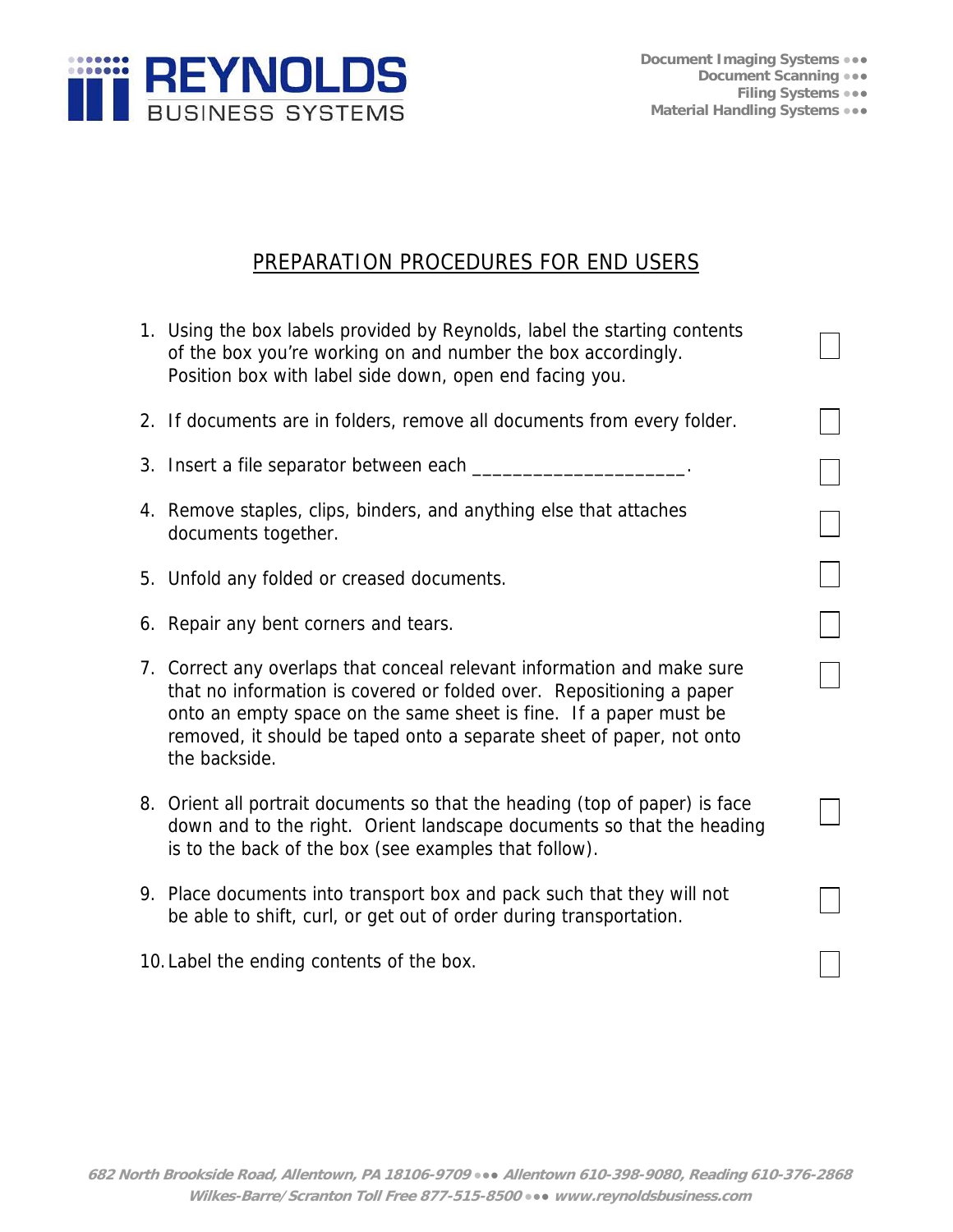**REYNOLDS**
BUSINESS SYSTEMS

Document Imaging Systems
Document Scanning
Filing Systems
Material Handling Systems

## PREPARATION PROCEDURES FOR END USERS

1. Using the box labels provided by Reynolds, label the starting contents of the box you're working on and number the box accordingly. Position box with label side down, open end facing you. ☐
2. If documents are in folders, remove all documents from every folder. ☐
3. Insert a file separator between each ____________________. ☐
4. Remove staples, clips, binders, and anything else that attaches documents together. ☐
5. Unfold any folded or creased documents. ☐
6. Repair any bent corners and tears. ☐
7. Correct any overlaps that conceal relevant information and make sure that no information is covered or folded over. Repositioning a paper onto an empty space on the same sheet is fine. If a paper must be removed, it should be taped onto a separate sheet of paper, not onto the backside. ☐
8. Orient all portrait documents so that the heading (top of paper) is face down and to the right. Orient landscape documents so that the heading is to the back of the box (see examples that follow). ☐
9. Place documents into transport box and pack such that they will not be able to shift, curl, or get out of order during transportation. ☐
10. Label the ending contents of the box. ☐

*682 North Brookside Road, Allentown, PA 18106-9709 ••• Allentown 610-398-9080, Reading 610-376-2868*
*Wilkes-Barre/Scranton Toll Free 877-515-8500 ••• www.reynoldsbusiness.com*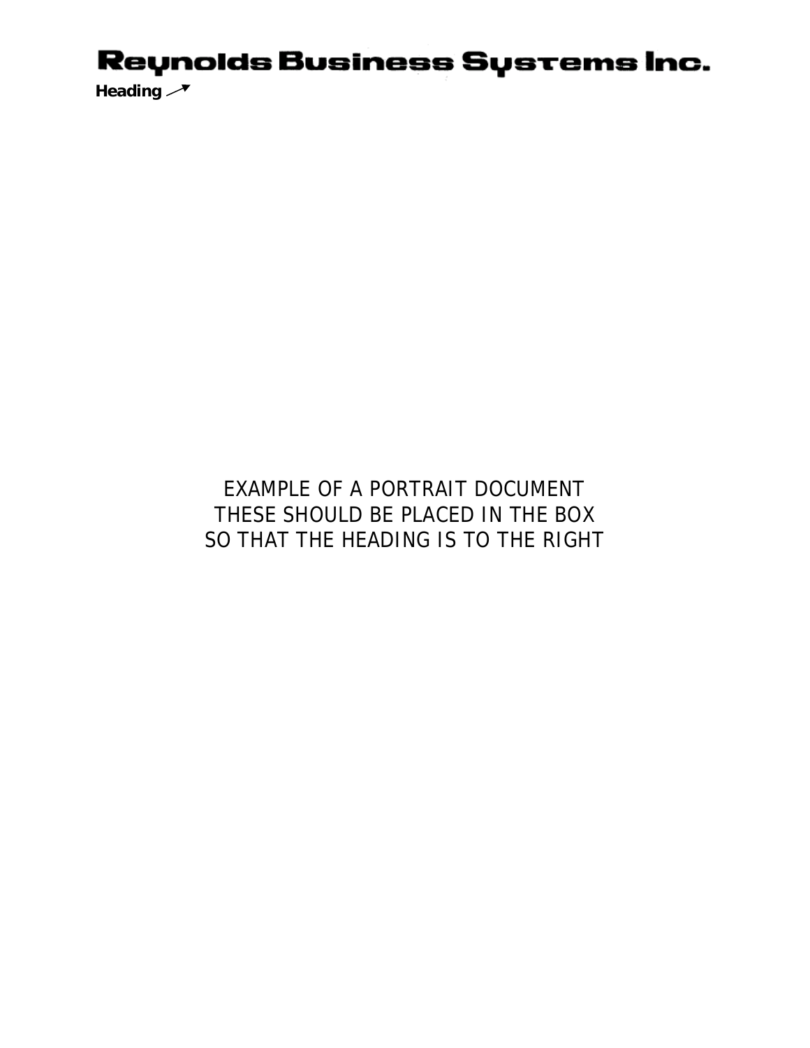# Reynolds Business Systems Inc.

**Heading** ↗

EXAMPLE OF A PORTRAIT DOCUMENT
THESE SHOULD BE PLACED IN THE BOX
SO THAT THE HEADING IS TO THE RIGHT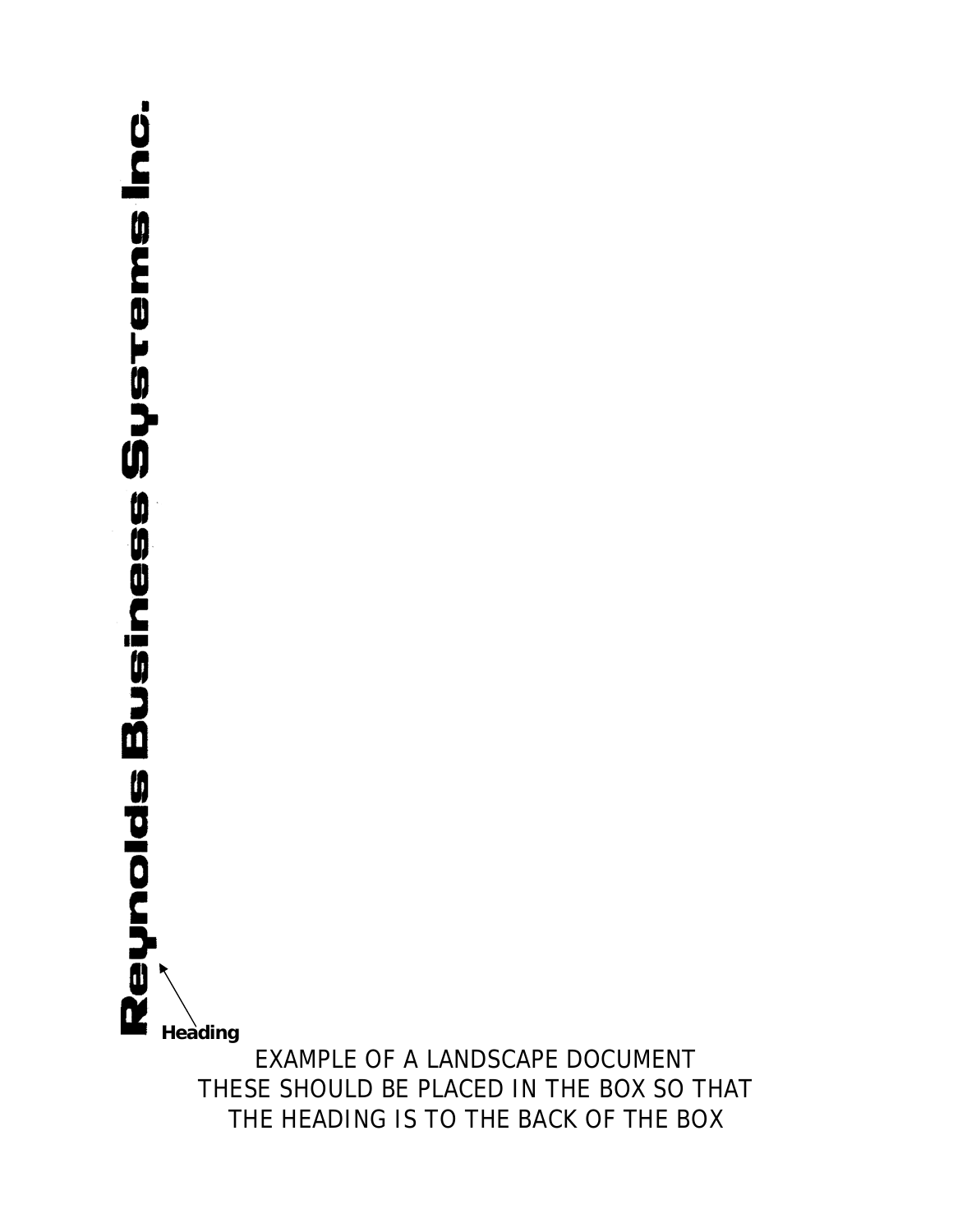Reynolds Business Systems Inc.

**Heading**

EXAMPLE OF A LANDSCAPE DOCUMENT
THESE SHOULD BE PLACED IN THE BOX SO THAT
THE HEADING IS TO THE BACK OF THE BOX